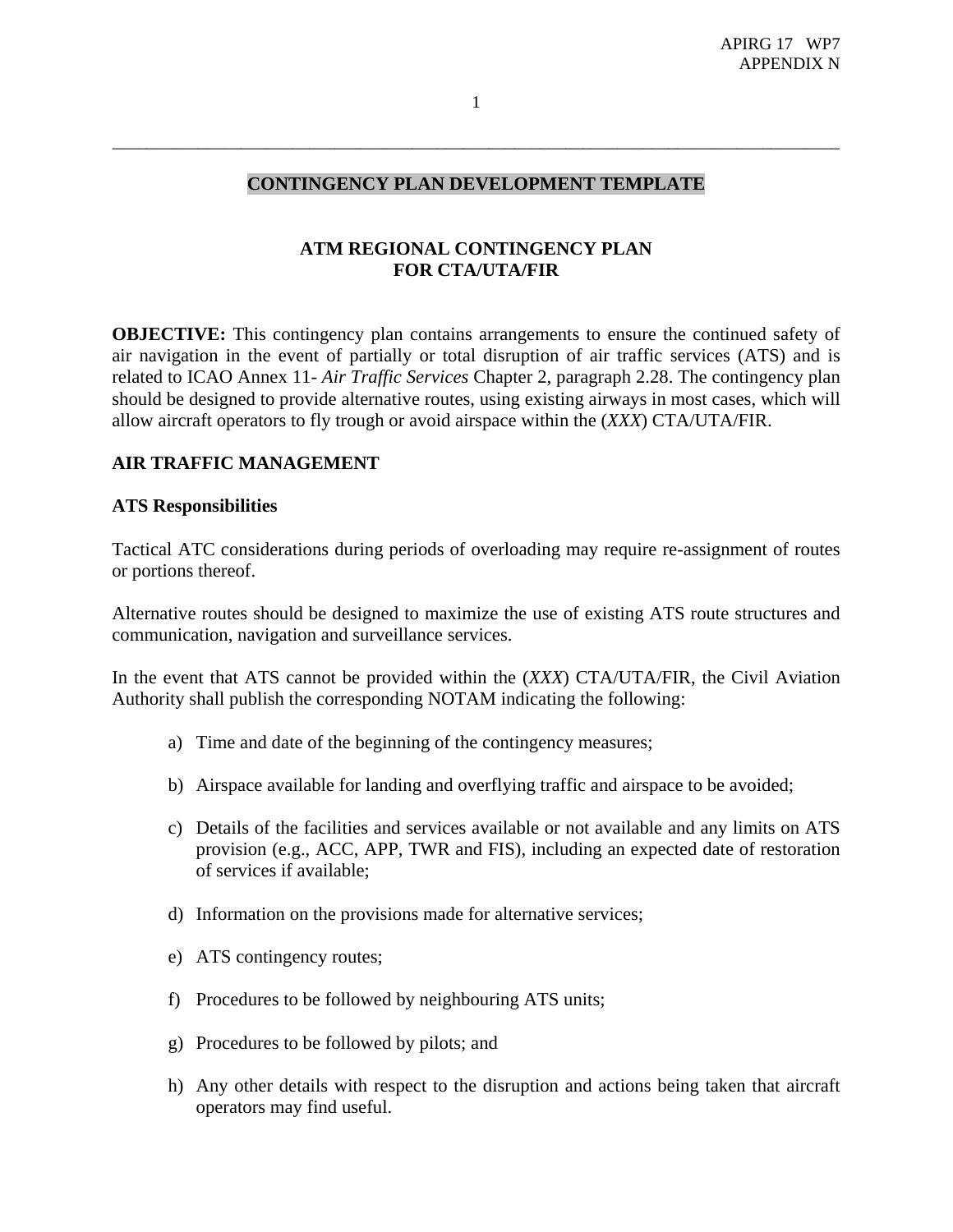# CONTINGENCY PLAN DEVELOPMENT TEMPLATE

## ATM REGIONAL CONTINGENCY PLAN FOR CTA/UTA/FIR

**OBJECTIVE:** This contingency plan contains arrangements to ensure the continued safety of air navigation in the event of partially or total disruption of air traffic services (ATS) and is related to ICAO Annex 11- *Air Traffic Services* Chapter 2, paragraph 2.28. The contingency plan should be designed to provide alternative routes, using existing airways in most cases, which will allow aircraft operators to fly trough or avoid airspace within the (*XXX*) CTA/UTA/FIR.

### AIR TRAFFIC MANAGEMENT

#### ATS Responsibilities

Tactical ATC considerations during periods of overloading may require re-assignment of routes or portions thereof.

Alternative routes should be designed to maximize the use of existing ATS route structures and communication, navigation and surveillance services.

In the event that ATS cannot be provided within the (*XXX*) CTA/UTA/FIR, the Civil Aviation Authority shall publish the corresponding NOTAM indicating the following:

a) Time and date of the beginning of the contingency measures;

b) Airspace available for landing and overflying traffic and airspace to be avoided;

c) Details of the facilities and services available or not available and any limits on ATS provision (e.g., ACC, APP, TWR and FIS), including an expected date of restoration of services if available;

d) Information on the provisions made for alternative services;

e) ATS contingency routes;

f) Procedures to be followed by neighbouring ATS units;

g) Procedures to be followed by pilots; and

h) Any other details with respect to the disruption and actions being taken that aircraft operators may find useful.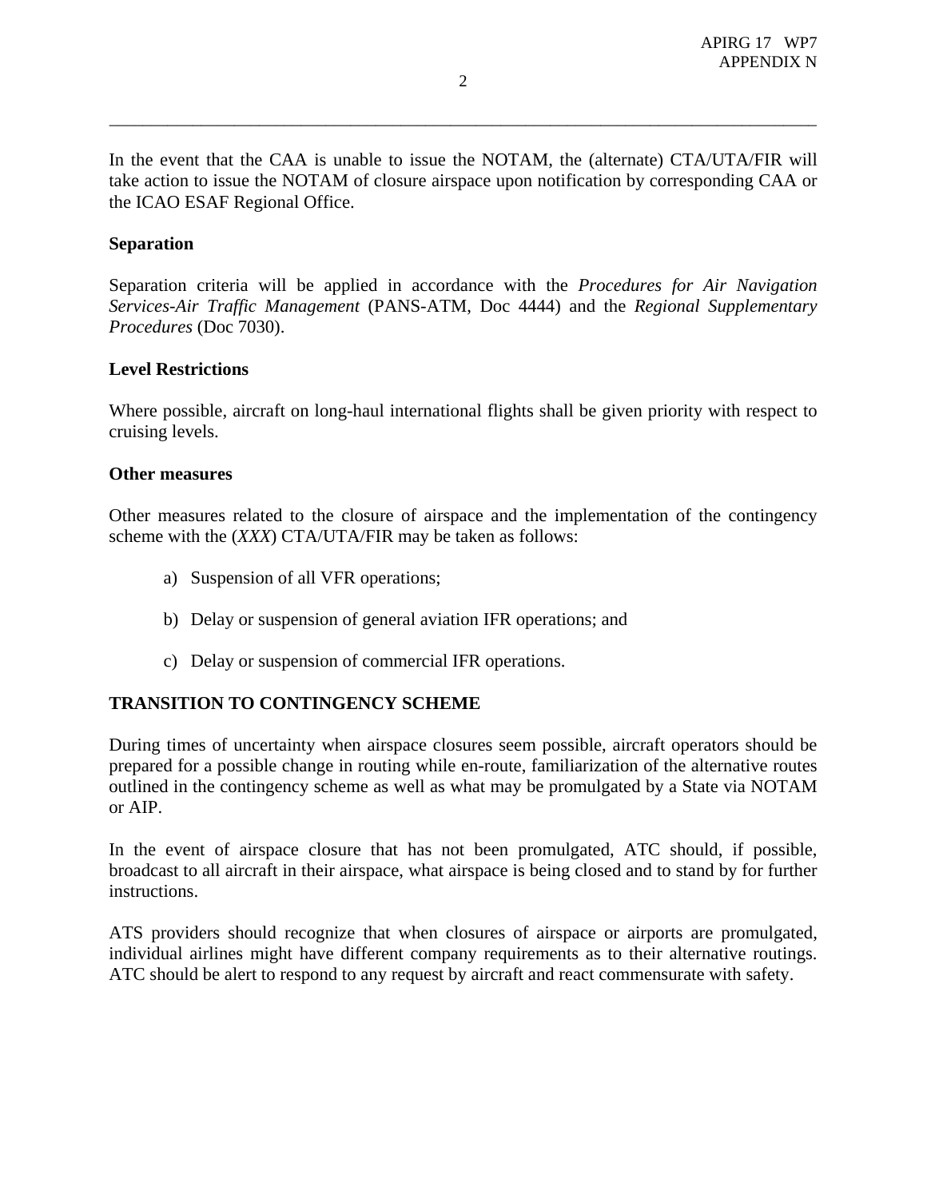In the event that the CAA is unable to issue the NOTAM, the (alternate) CTA/UTA/FIR will take action to issue the NOTAM of closure airspace upon notification by corresponding CAA or the ICAO ESAF Regional Office.

**Separation**

Separation criteria will be applied in accordance with the *Procedures for Air Navigation Services-Air Traffic Management* (PANS-ATM, Doc 4444) and the *Regional Supplementary Procedures* (Doc 7030).

**Level Restrictions**

Where possible, aircraft on long-haul international flights shall be given priority with respect to cruising levels.

**Other measures**

Other measures related to the closure of airspace and the implementation of the contingency scheme with the (*XXX*) CTA/UTA/FIR may be taken as follows:

a) Suspension of all VFR operations;

b) Delay or suspension of general aviation IFR operations; and

c) Delay or suspension of commercial IFR operations.

**TRANSITION TO CONTINGENCY SCHEME**

During times of uncertainty when airspace closures seem possible, aircraft operators should be prepared for a possible change in routing while en-route, familiarization of the alternative routes outlined in the contingency scheme as well as what may be promulgated by a State via NOTAM or AIP.

In the event of airspace closure that has not been promulgated, ATC should, if possible, broadcast to all aircraft in their airspace, what airspace is being closed and to stand by for further instructions.

ATS providers should recognize that when closures of airspace or airports are promulgated, individual airlines might have different company requirements as to their alternative routings. ATC should be alert to respond to any request by aircraft and react commensurate with safety.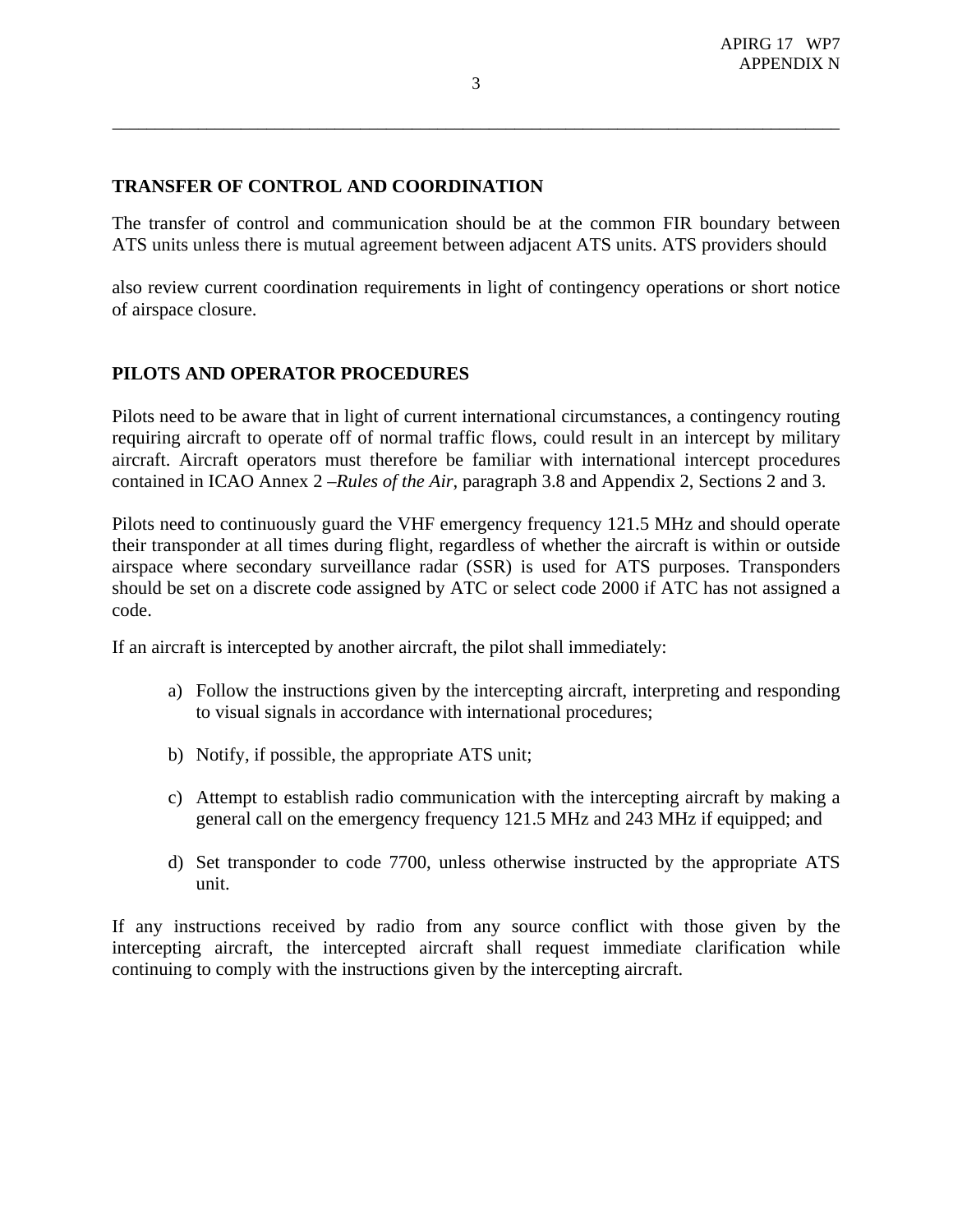## TRANSFER OF CONTROL AND COORDINATION

The transfer of control and communication should be at the common FIR boundary between ATS units unless there is mutual agreement between adjacent ATS units. ATS providers should

also review current coordination requirements in light of contingency operations or short notice of airspace closure.

## PILOTS AND OPERATOR PROCEDURES

Pilots need to be aware that in light of current international circumstances, a contingency routing requiring aircraft to operate off of normal traffic flows, could result in an intercept by military aircraft. Aircraft operators must therefore be familiar with international intercept procedures contained in ICAO Annex 2 –*Rules of the Air*, paragraph 3.8 and Appendix 2, Sections 2 and 3.

Pilots need to continuously guard the VHF emergency frequency 121.5 MHz and should operate their transponder at all times during flight, regardless of whether the aircraft is within or outside airspace where secondary surveillance radar (SSR) is used for ATS purposes. Transponders should be set on a discrete code assigned by ATC or select code 2000 if ATC has not assigned a code.

If an aircraft is intercepted by another aircraft, the pilot shall immediately:

a) Follow the instructions given by the intercepting aircraft, interpreting and responding to visual signals in accordance with international procedures;

b) Notify, if possible, the appropriate ATS unit;

c) Attempt to establish radio communication with the intercepting aircraft by making a general call on the emergency frequency 121.5 MHz and 243 MHz if equipped; and

d) Set transponder to code 7700, unless otherwise instructed by the appropriate ATS unit.

If any instructions received by radio from any source conflict with those given by the intercepting aircraft, the intercepted aircraft shall request immediate clarification while continuing to comply with the instructions given by the intercepting aircraft.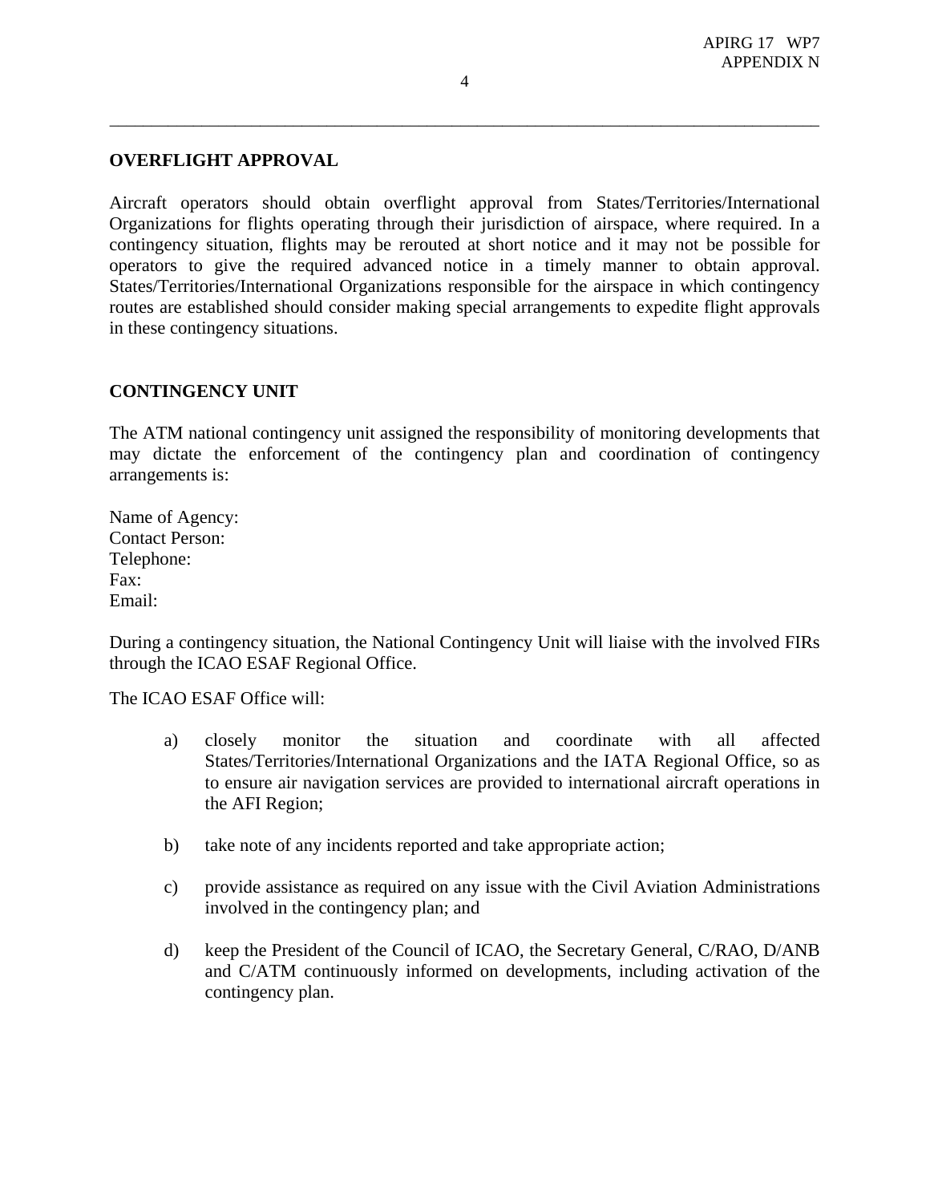## OVERFLIGHT APPROVAL

Aircraft operators should obtain overflight approval from States/Territories/International Organizations for flights operating through their jurisdiction of airspace, where required. In a contingency situation, flights may be rerouted at short notice and it may not be possible for operators to give the required advanced notice in a timely manner to obtain approval. States/Territories/International Organizations responsible for the airspace in which contingency routes are established should consider making special arrangements to expedite flight approvals in these contingency situations.

## CONTINGENCY UNIT

The ATM national contingency unit assigned the responsibility of monitoring developments that may dictate the enforcement of the contingency plan and coordination of contingency arrangements is:

Name of Agency:
Contact Person:
Telephone:
Fax:
Email:

During a contingency situation, the National Contingency Unit will liaise with the involved FIRs through the ICAO ESAF Regional Office.

The ICAO ESAF Office will:

a) closely monitor the situation and coordinate with all affected States/Territories/International Organizations and the IATA Regional Office, so as to ensure air navigation services are provided to international aircraft operations in the AFI Region;

b) take note of any incidents reported and take appropriate action;

c) provide assistance as required on any issue with the Civil Aviation Administrations involved in the contingency plan; and

d) keep the President of the Council of ICAO, the Secretary General, C/RAO, D/ANB and C/ATM continuously informed on developments, including activation of the contingency plan.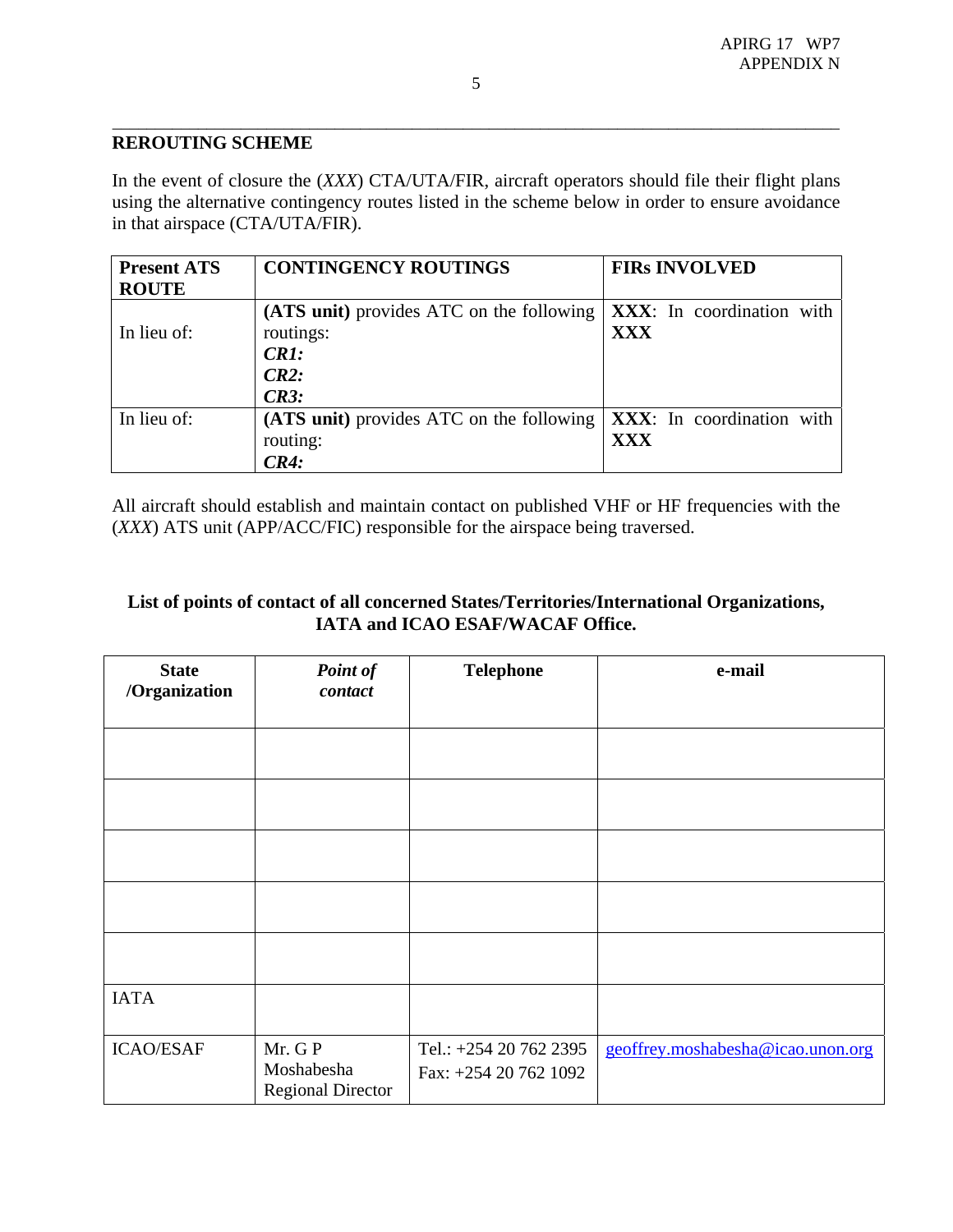**REROUTING SCHEME**

In the event of closure the (*XXX*) CTA/UTA/FIR, aircraft operators should file their flight plans using the alternative contingency routes listed in the scheme below in order to ensure avoidance in that airspace (CTA/UTA/FIR).

| Present ATS ROUTE | CONTINGENCY ROUTINGS | FIRs INVOLVED |
|---|---|---|
| In lieu of: | **(ATS unit)** provides ATC on the following routings:<br>***CR1:***<br>***CR2:***<br>***CR3:*** | **XXX**: In coordination with **XXX** |
| In lieu of: | **(ATS unit)** provides ATC on the following routing:<br>***CR4:*** | **XXX**: In coordination with **XXX** |

All aircraft should establish and maintain contact on published VHF or HF frequencies with the (*XXX*) ATS unit (APP/ACC/FIC) responsible for the airspace being traversed.

**List of points of contact of all concerned States/Territories/International Organizations, IATA and ICAO ESAF/WACAF Office.**

| State /Organization | *Point of contact* | Telephone | e-mail |
|---|---|---|---|
| | | | |
| | | | |
| | | | |
| | | | |
| | | | |
| IATA | | | |
| ICAO/ESAF | Mr. G P Moshabesha<br>Regional Director | Tel.: +254 20 762 2395<br>Fax: +254 20 762 1092 | geoffrey.moshabesha@icao.unon.org |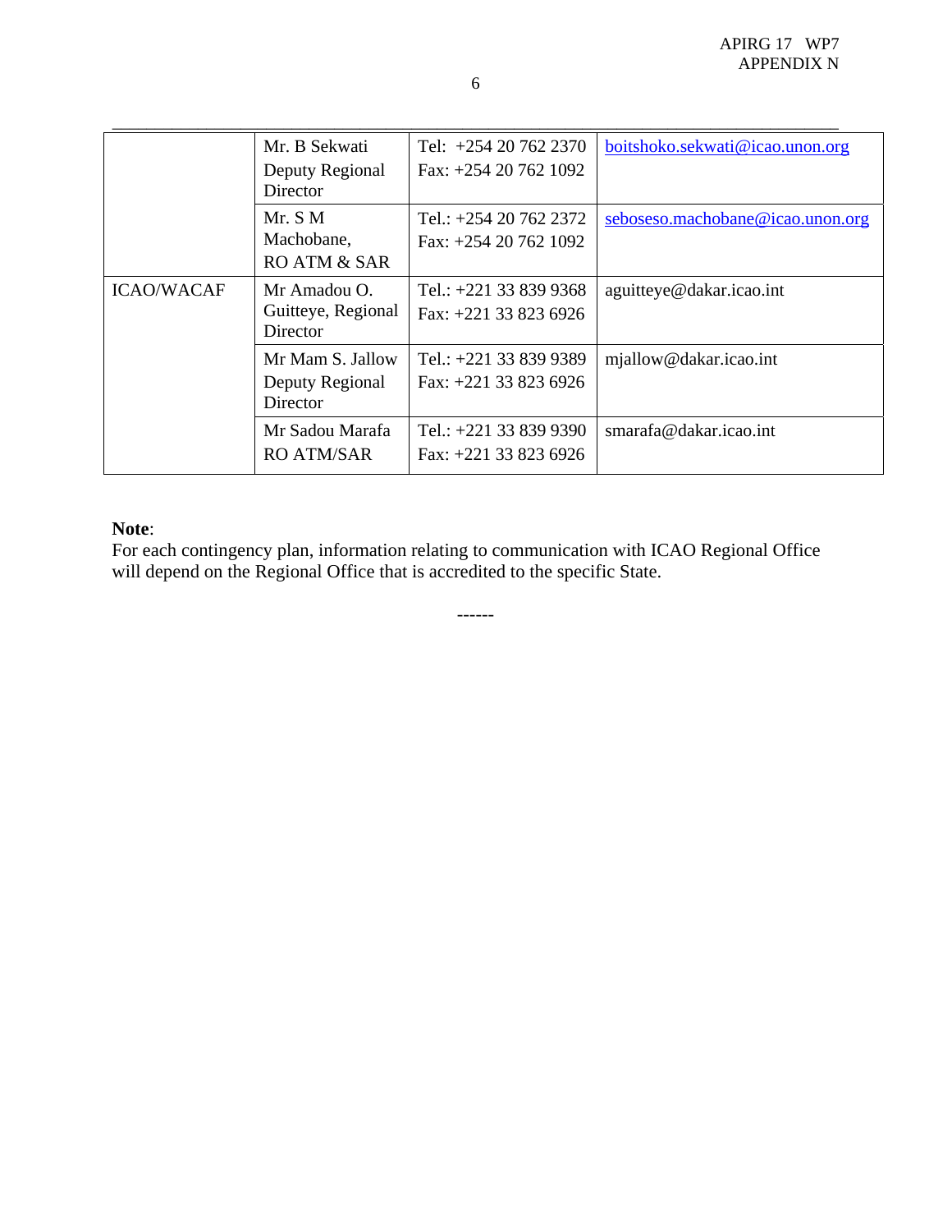| | | | |
|---|---|---|---|
| | Mr. B Sekwati<br>Deputy Regional Director | Tel: +254 20 762 2370<br>Fax: +254 20 762 1092 | boitshoko.sekwati@icao.unon.org |
| | Mr. S M Machobane,<br>RO ATM & SAR | Tel.: +254 20 762 2372<br>Fax: +254 20 762 1092 | seboseso.machobane@icao.unon.org |
| ICAO/WACAF | Mr Amadou O. Guitteye, Regional Director | Tel.: +221 33 839 9368<br>Fax: +221 33 823 6926 | aguitteye@dakar.icao.int |
| | Mr Mam S. Jallow<br>Deputy Regional Director | Tel.: +221 33 839 9389<br>Fax: +221 33 823 6926 | mjallow@dakar.icao.int |
| | Mr Sadou Marafa<br>RO ATM/SAR | Tel.: +221 33 839 9390<br>Fax: +221 33 823 6926 | smarafa@dakar.icao.int |

**Note**:
For each contingency plan, information relating to communication with ICAO Regional Office will depend on the Regional Office that is accredited to the specific State.

------